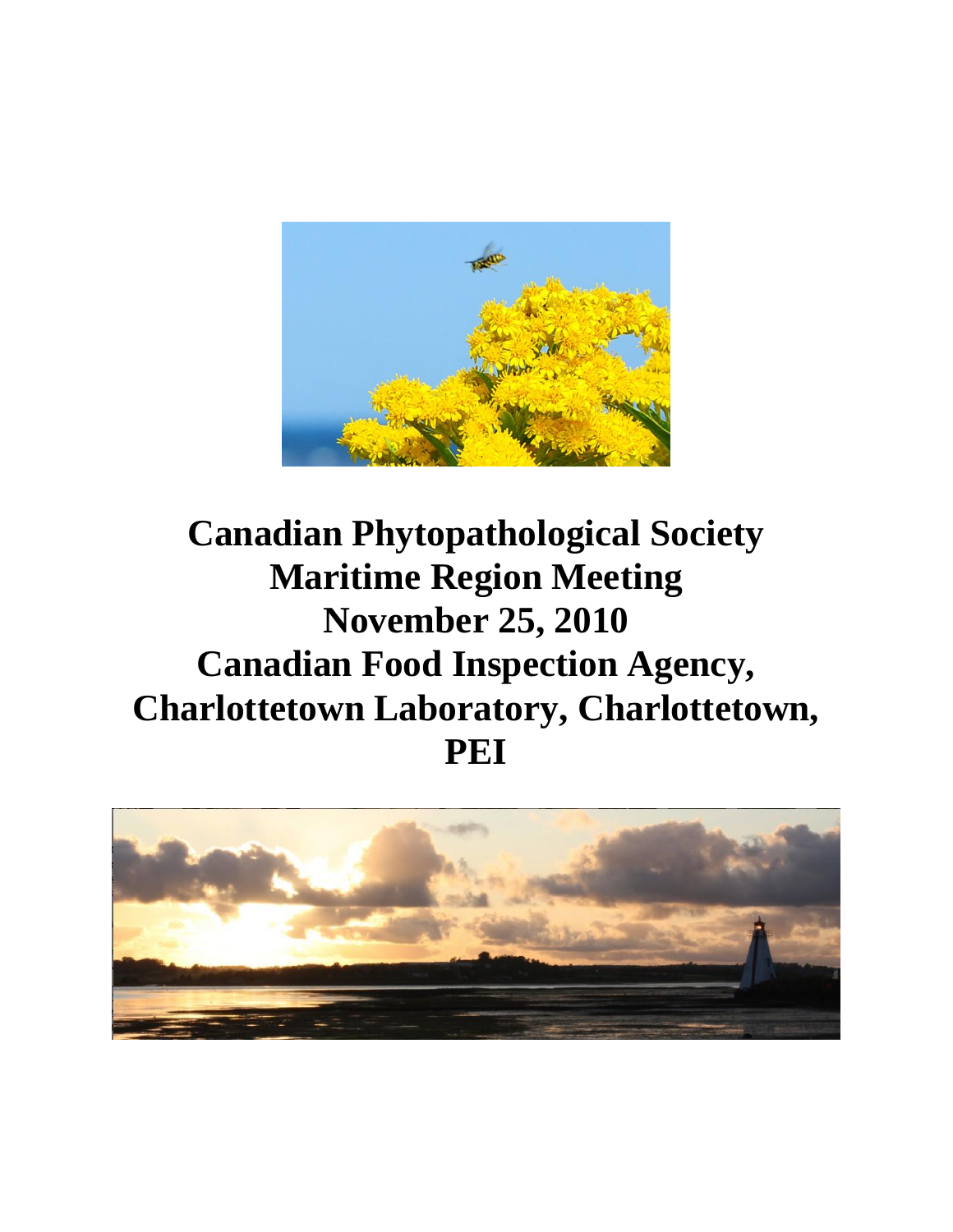# Canadian Phytopathological Society Maritime Region Meeting November 25, 2010 Canadian Food Inspection Agency, Charlottetown Laboratory, Charlottetown, PEI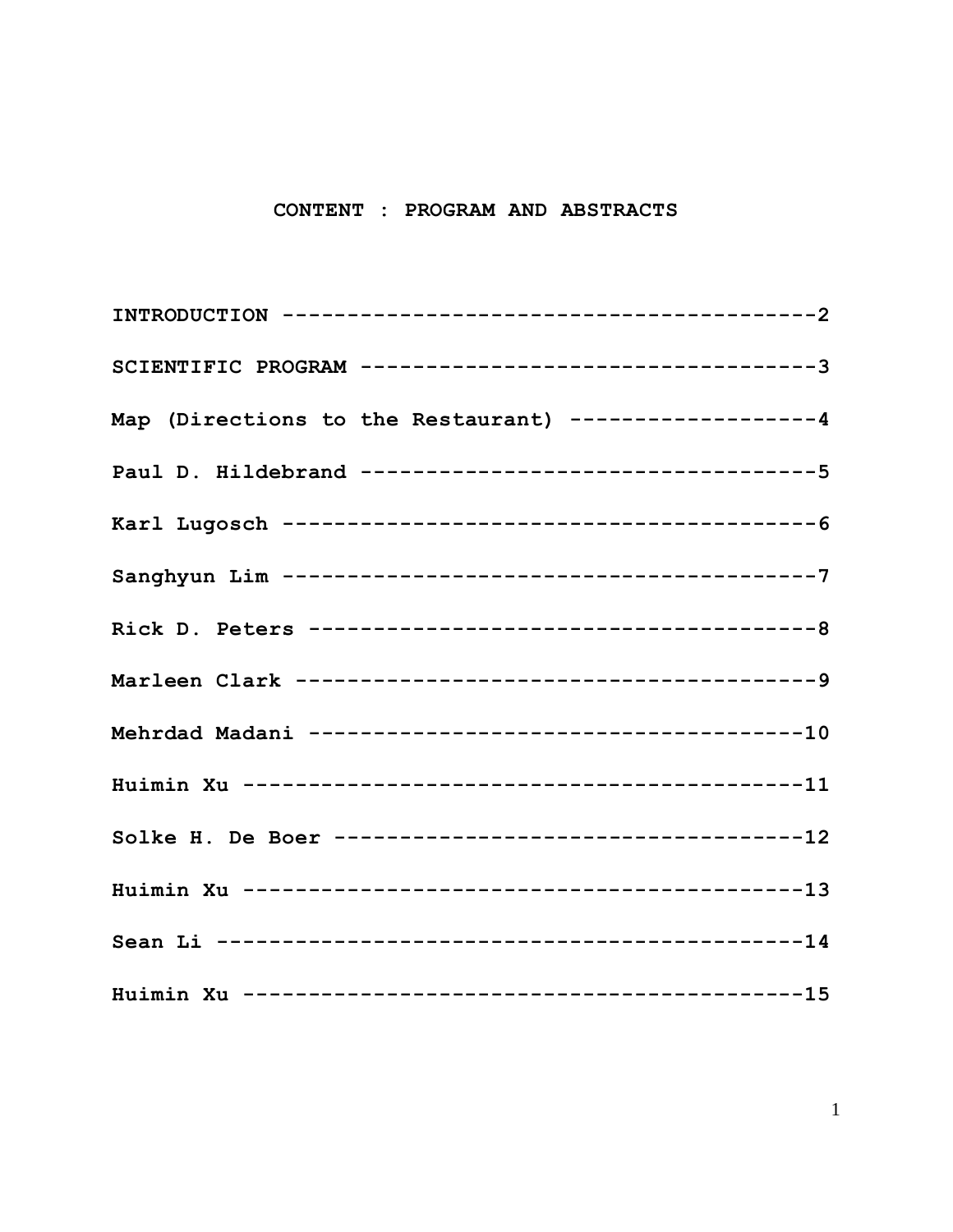# CONTENT : PROGRAM AND ABSTRACTS

INTRODUCTION ----------------------------------------2

SCIENTIFIC PROGRAM ----------------------------------3

Map (Directions to the Restaurant) -------------------4

Paul D. Hildebrand ----------------------------------5

Karl Lugosch ----------------------------------------6

Sanghyun Lim ----------------------------------------7

Rick D. Peters --------------------------------------8

Marleen Clark ---------------------------------------9

Mehrdad Madani -------------------------------------10

Huimin Xu ------------------------------------------11

Solke H. De Boer -----------------------------------12

Huimin Xu ------------------------------------------13

Sean Li --------------------------------------------14

Huimin Xu ------------------------------------------15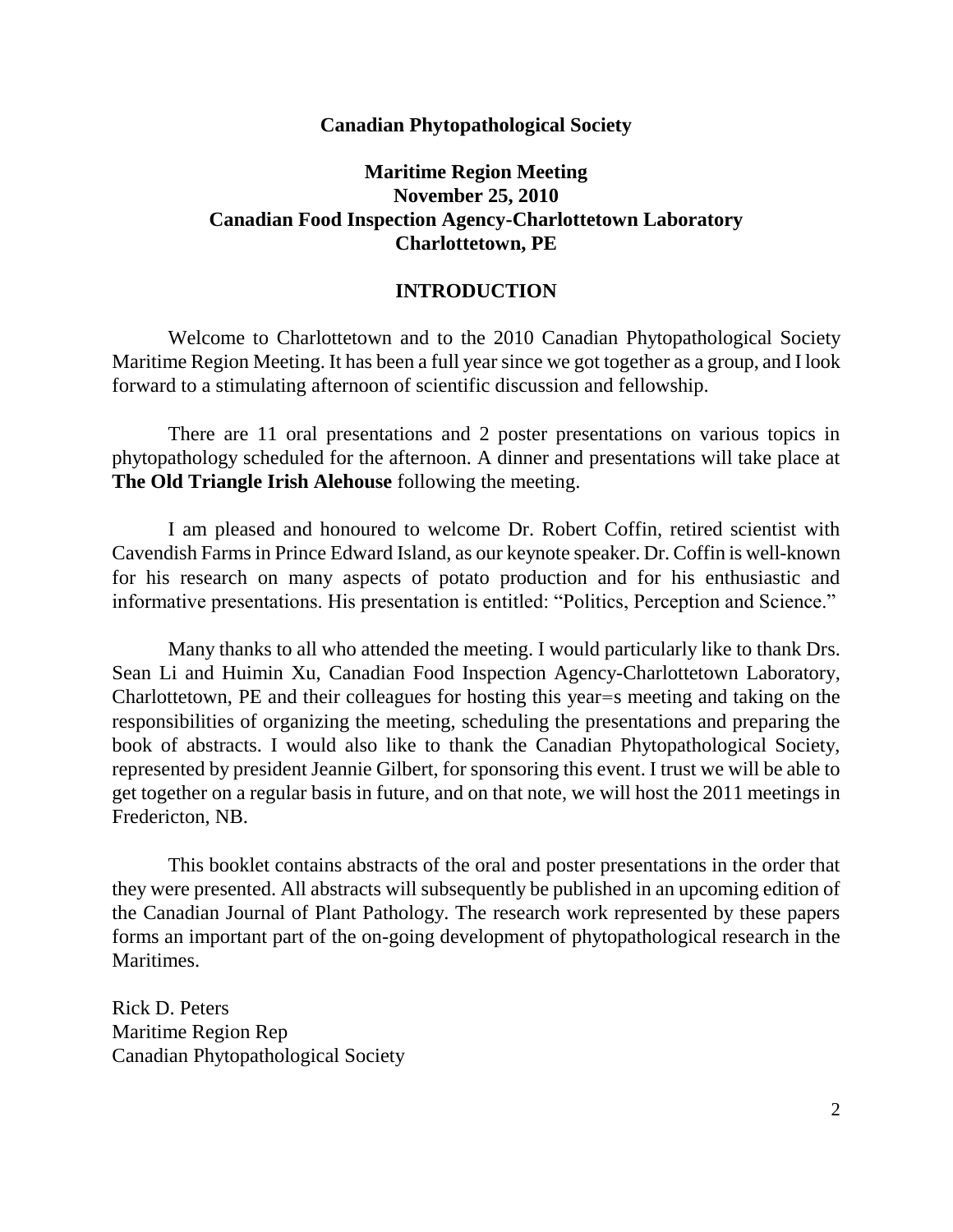**Canadian Phytopathological Society**

**Maritime Region Meeting**
**November 25, 2010**
**Canadian Food Inspection Agency-Charlottetown Laboratory**
**Charlottetown, PE**

## INTRODUCTION

Welcome to Charlottetown and to the 2010 Canadian Phytopathological Society Maritime Region Meeting. It has been a full year since we got together as a group, and I look forward to a stimulating afternoon of scientific discussion and fellowship.

There are 11 oral presentations and 2 poster presentations on various topics in phytopathology scheduled for the afternoon. A dinner and presentations will take place at **The Old Triangle Irish Alehouse** following the meeting.

I am pleased and honoured to welcome Dr. Robert Coffin, retired scientist with Cavendish Farms in Prince Edward Island, as our keynote speaker. Dr. Coffin is well-known for his research on many aspects of potato production and for his enthusiastic and informative presentations. His presentation is entitled: "Politics, Perception and Science."

Many thanks to all who attended the meeting. I would particularly like to thank Drs. Sean Li and Huimin Xu, Canadian Food Inspection Agency-Charlottetown Laboratory, Charlottetown, PE and their colleagues for hosting this year=s meeting and taking on the responsibilities of organizing the meeting, scheduling the presentations and preparing the book of abstracts. I would also like to thank the Canadian Phytopathological Society, represented by president Jeannie Gilbert, for sponsoring this event. I trust we will be able to get together on a regular basis in future, and on that note, we will host the 2011 meetings in Fredericton, NB.

This booklet contains abstracts of the oral and poster presentations in the order that they were presented. All abstracts will subsequently be published in an upcoming edition of the Canadian Journal of Plant Pathology. The research work represented by these papers forms an important part of the on-going development of phytopathological research in the Maritimes.

Rick D. Peters
Maritime Region Rep
Canadian Phytopathological Society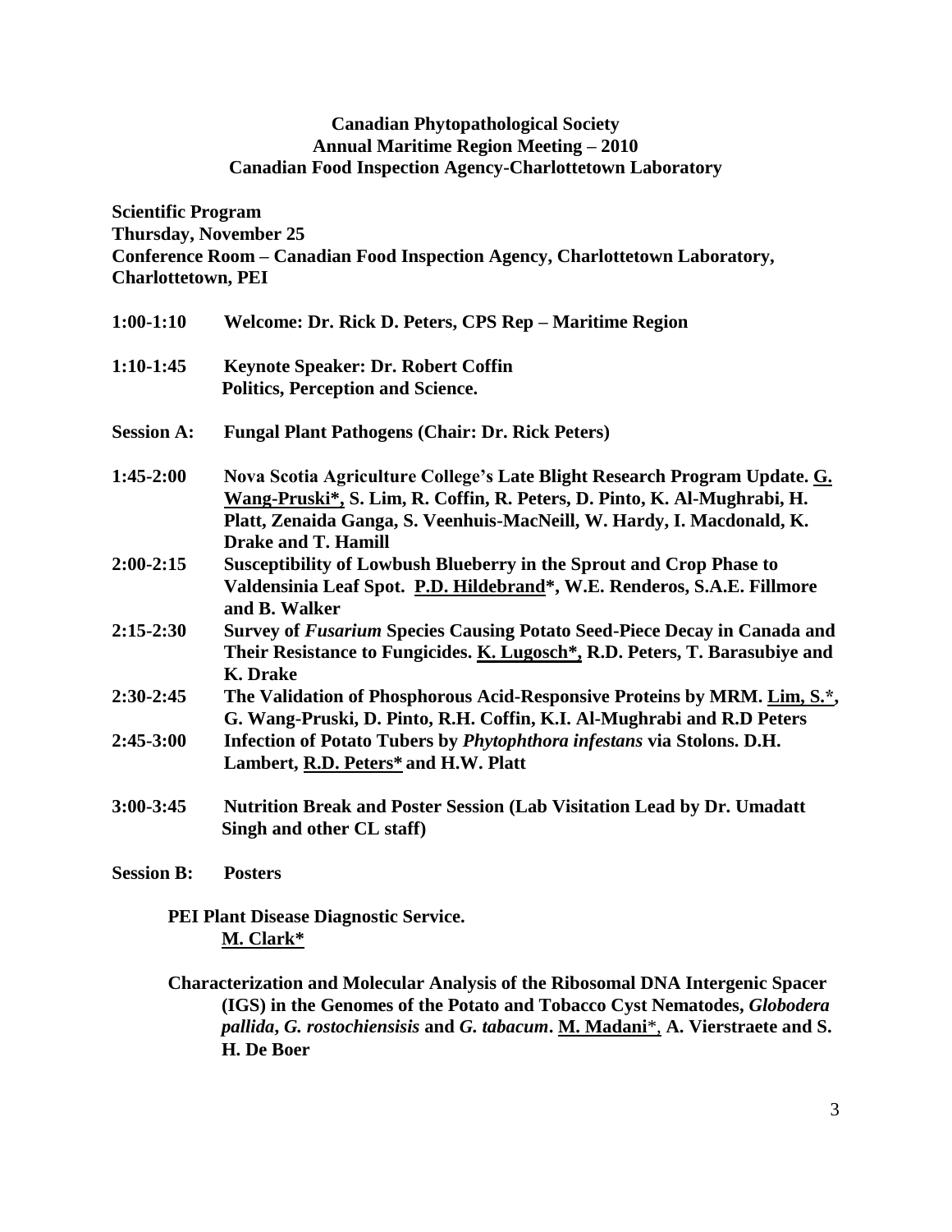**Canadian Phytopathological Society**
**Annual Maritime Region Meeting – 2010**
**Canadian Food Inspection Agency-Charlottetown Laboratory**

**Scientific Program**
**Thursday, November 25**
**Conference Room – Canadian Food Inspection Agency, Charlottetown Laboratory, Charlottetown, PEI**

**1:00-1:10** **Welcome: Dr. Rick D. Peters, CPS Rep – Maritime Region**

**1:10-1:45** **Keynote Speaker: Dr. Robert Coffin**
**Politics, Perception and Science.**

**Session A:** **Fungal Plant Pathogens (Chair: Dr. Rick Peters)**

**1:45-2:00** **Nova Scotia Agriculture College's Late Blight Research Program Update. G. Wang-Pruski\*, S. Lim, R. Coffin, R. Peters, D. Pinto, K. Al-Mughrabi, H. Platt, Zenaida Ganga, S. Veenhuis-MacNeill, W. Hardy, I. Macdonald, K. Drake and T. Hamill**

**2:00-2:15** **Susceptibility of Lowbush Blueberry in the Sprout and Crop Phase to Valdensinia Leaf Spot. P.D. Hildebrand\*, W.E. Renderos, S.A.E. Fillmore and B. Walker**

**2:15-2:30** **Survey of *Fusarium* Species Causing Potato Seed-Piece Decay in Canada and Their Resistance to Fungicides. K. Lugosch\*, R.D. Peters, T. Barasubiye and K. Drake**

**2:30-2:45** **The Validation of Phosphorous Acid-Responsive Proteins by MRM. Lim, S.\*, G. Wang-Pruski, D. Pinto, R.H. Coffin, K.I. Al-Mughrabi and R.D Peters**

**2:45-3:00** **Infection of Potato Tubers by *Phytophthora infestans* via Stolons. D.H. Lambert, R.D. Peters\* and H.W. Platt**

**3:00-3:45** **Nutrition Break and Poster Session (Lab Visitation Lead by Dr. Umadatt Singh and other CL staff)**

**Session B:** **Posters**

**PEI Plant Disease Diagnostic Service. M. Clark\***

**Characterization and Molecular Analysis of the Ribosomal DNA Intergenic Spacer (IGS) in the Genomes of the Potato and Tobacco Cyst Nematodes, *Globodera pallida*, *G. rostochiensisis* and *G. tabacum*. M. Madani\*, A. Vierstraete and S. H. De Boer**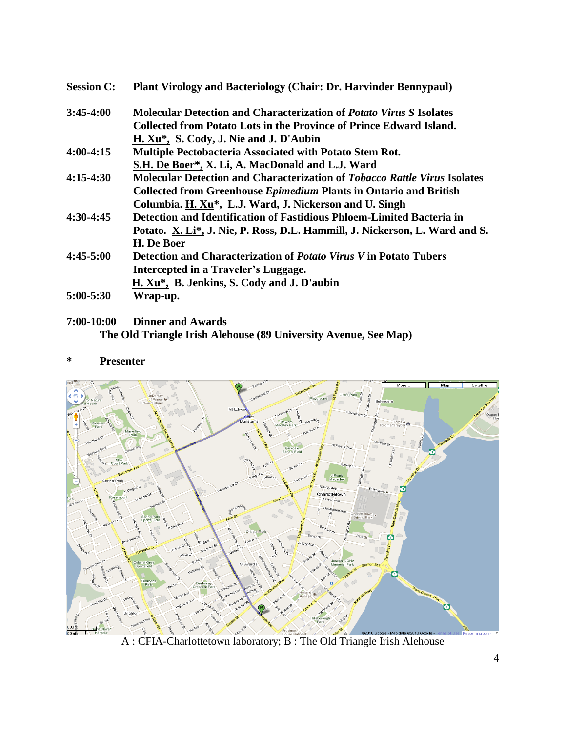**Session C: Plant Virology and Bacteriology (Chair: Dr. Harvinder Bennypaul)**

**3:45-4:00** **Molecular Detection and Characterization of *Potato Virus S* Isolates Collected from Potato Lots in the Province of Prince Edward Island.** **H. Xu\*, S. Cody, J. Nie and J. D'Aubin**

**4:00-4:15** **Multiple Pectobacteria Associated with Potato Stem Rot.** **S.H. De Boer\*, X. Li, A. MacDonald and L.J. Ward**

**4:15-4:30** **Molecular Detection and Characterization of *Tobacco Rattle Virus* Isolates Collected from Greenhouse *Epimedium* Plants in Ontario and British Columbia. H. Xu\*, L.J. Ward, J. Nickerson and U. Singh**

**4:30-4:45** **Detection and Identification of Fastidious Phloem-Limited Bacteria in Potato. X. Li\*, J. Nie, P. Ross, D.L. Hammill, J. Nickerson, L. Ward and S. H. De Boer**

**4:45-5:00** **Detection and Characterization of *Potato Virus V* in Potato Tubers Intercepted in a Traveler's Luggage.** **H. Xu\*, B. Jenkins, S. Cody and J. D'aubin**

**5:00-5:30** **Wrap-up.**

**7:00-10:00** **Dinner and Awards**
**The Old Triangle Irish Alehouse (89 University Avenue, See Map)**

**\* Presenter**

A : CFIA-Charlottetown laboratory; B : The Old Triangle Irish Alehouse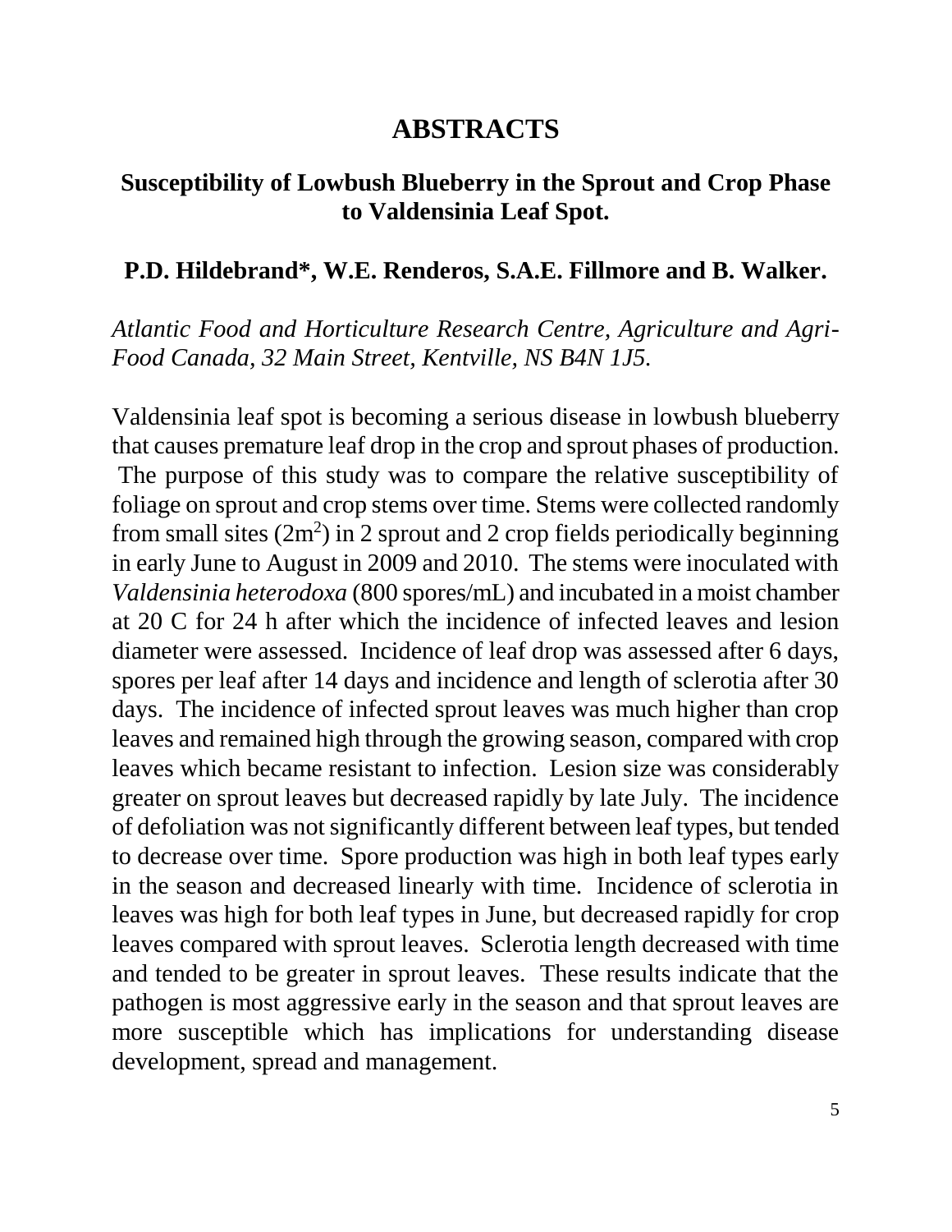# ABSTRACTS

## Susceptibility of Lowbush Blueberry in the Sprout and Crop Phase to Valdensinia Leaf Spot.

**P.D. Hildebrand*, W.E. Renderos, S.A.E. Fillmore and B. Walker.**

*Atlantic Food and Horticulture Research Centre, Agriculture and Agri-Food Canada, 32 Main Street, Kentville, NS B4N 1J5.*

Valdensinia leaf spot is becoming a serious disease in lowbush blueberry that causes premature leaf drop in the crop and sprout phases of production. The purpose of this study was to compare the relative susceptibility of foliage on sprout and crop stems over time. Stems were collected randomly from small sites ($2m^2$) in 2 sprout and 2 crop fields periodically beginning in early June to August in 2009 and 2010. The stems were inoculated with *Valdensinia heterodoxa* (800 spores/mL) and incubated in a moist chamber at 20 C for 24 h after which the incidence of infected leaves and lesion diameter were assessed. Incidence of leaf drop was assessed after 6 days, spores per leaf after 14 days and incidence and length of sclerotia after 30 days. The incidence of infected sprout leaves was much higher than crop leaves and remained high through the growing season, compared with crop leaves which became resistant to infection. Lesion size was considerably greater on sprout leaves but decreased rapidly by late July. The incidence of defoliation was not significantly different between leaf types, but tended to decrease over time. Spore production was high in both leaf types early in the season and decreased linearly with time. Incidence of sclerotia in leaves was high for both leaf types in June, but decreased rapidly for crop leaves compared with sprout leaves. Sclerotia length decreased with time and tended to be greater in sprout leaves. These results indicate that the pathogen is most aggressive early in the season and that sprout leaves are more susceptible which has implications for understanding disease development, spread and management.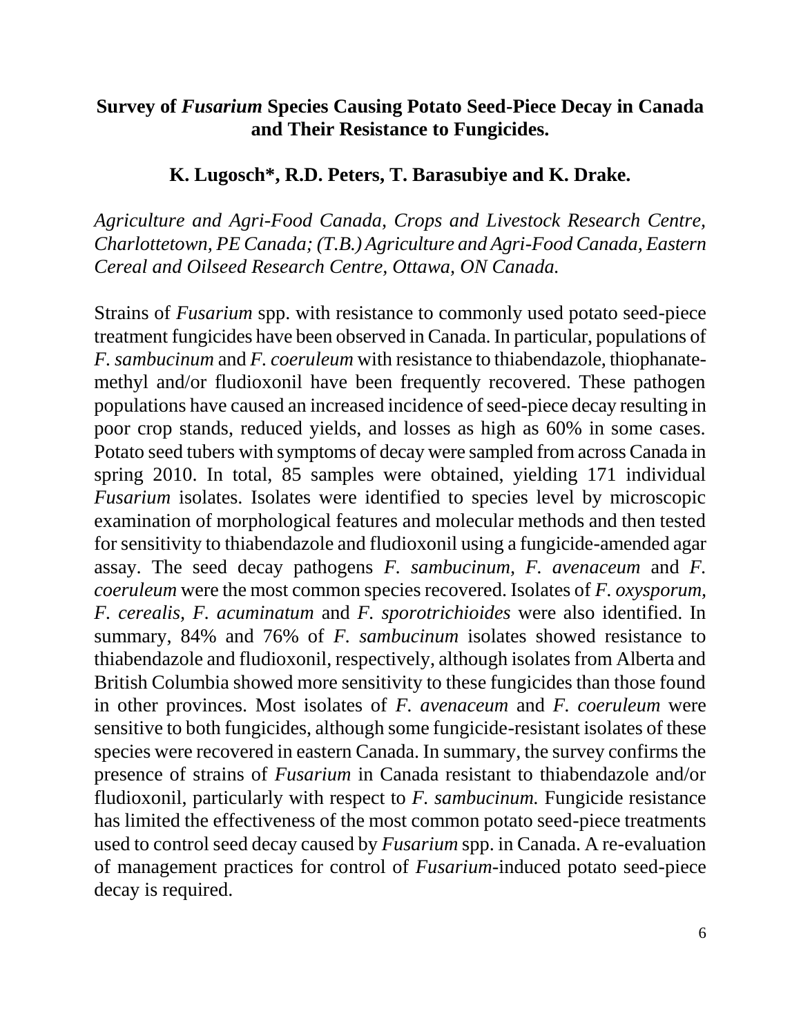## Survey of *Fusarium* Species Causing Potato Seed-Piece Decay in Canada and Their Resistance to Fungicides.

**K. Lugosch*, R.D. Peters, T. Barasubiye and K. Drake.**

*Agriculture and Agri-Food Canada, Crops and Livestock Research Centre, Charlottetown, PE Canada; (T.B.) Agriculture and Agri-Food Canada, Eastern Cereal and Oilseed Research Centre, Ottawa, ON Canada.*

Strains of *Fusarium* spp. with resistance to commonly used potato seed-piece treatment fungicides have been observed in Canada. In particular, populations of *F. sambucinum* and *F. coeruleum* with resistance to thiabendazole, thiophanate-methyl and/or fludioxonil have been frequently recovered. These pathogen populations have caused an increased incidence of seed-piece decay resulting in poor crop stands, reduced yields, and losses as high as 60% in some cases. Potato seed tubers with symptoms of decay were sampled from across Canada in spring 2010. In total, 85 samples were obtained, yielding 171 individual *Fusarium* isolates. Isolates were identified to species level by microscopic examination of morphological features and molecular methods and then tested for sensitivity to thiabendazole and fludioxonil using a fungicide-amended agar assay. The seed decay pathogens *F. sambucinum, F. avenaceum* and *F. coeruleum* were the most common species recovered. Isolates of *F. oxysporum, F. cerealis, F. acuminatum* and *F. sporotrichioides* were also identified. In summary, 84% and 76% of *F. sambucinum* isolates showed resistance to thiabendazole and fludioxonil, respectively, although isolates from Alberta and British Columbia showed more sensitivity to these fungicides than those found in other provinces. Most isolates of *F. avenaceum* and *F. coeruleum* were sensitive to both fungicides, although some fungicide-resistant isolates of these species were recovered in eastern Canada. In summary, the survey confirms the presence of strains of *Fusarium* in Canada resistant to thiabendazole and/or fludioxonil, particularly with respect to *F. sambucinum.* Fungicide resistance has limited the effectiveness of the most common potato seed-piece treatments used to control seed decay caused by *Fusarium* spp. in Canada. A re-evaluation of management practices for control of *Fusarium*-induced potato seed-piece decay is required.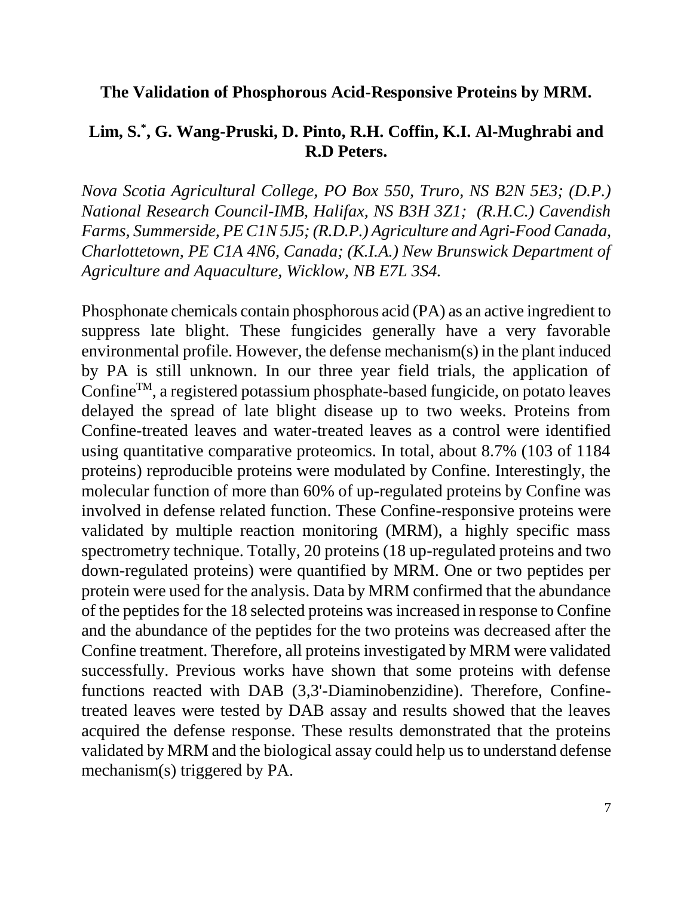**The Validation of Phosphorous Acid-Responsive Proteins by MRM.**

**Lim, S.*, G. Wang-Pruski, D. Pinto, R.H. Coffin, K.I. Al-Mughrabi and R.D Peters.**

*Nova Scotia Agricultural College, PO Box 550, Truro, NS B2N 5E3; (D.P.) National Research Council-IMB, Halifax, NS B3H 3Z1; (R.H.C.) Cavendish Farms, Summerside, PE C1N 5J5; (R.D.P.) Agriculture and Agri-Food Canada, Charlottetown, PE C1A 4N6, Canada; (K.I.A.) New Brunswick Department of Agriculture and Aquaculture, Wicklow, NB E7L 3S4.*

Phosphonate chemicals contain phosphorous acid (PA) as an active ingredient to suppress late blight. These fungicides generally have a very favorable environmental profile. However, the defense mechanism(s) in the plant induced by PA is still unknown. In our three year field trials, the application of Confine™, a registered potassium phosphate-based fungicide, on potato leaves delayed the spread of late blight disease up to two weeks. Proteins from Confine-treated leaves and water-treated leaves as a control were identified using quantitative comparative proteomics. In total, about 8.7% (103 of 1184 proteins) reproducible proteins were modulated by Confine. Interestingly, the molecular function of more than 60% of up-regulated proteins by Confine was involved in defense related function. These Confine-responsive proteins were validated by multiple reaction monitoring (MRM), a highly specific mass spectrometry technique. Totally, 20 proteins (18 up-regulated proteins and two down-regulated proteins) were quantified by MRM. One or two peptides per protein were used for the analysis. Data by MRM confirmed that the abundance of the peptides for the 18 selected proteins was increased in response to Confine and the abundance of the peptides for the two proteins was decreased after the Confine treatment. Therefore, all proteins investigated by MRM were validated successfully. Previous works have shown that some proteins with defense functions reacted with DAB (3,3'-Diaminobenzidine). Therefore, Confine-treated leaves were tested by DAB assay and results showed that the leaves acquired the defense response. These results demonstrated that the proteins validated by MRM and the biological assay could help us to understand defense mechanism(s) triggered by PA.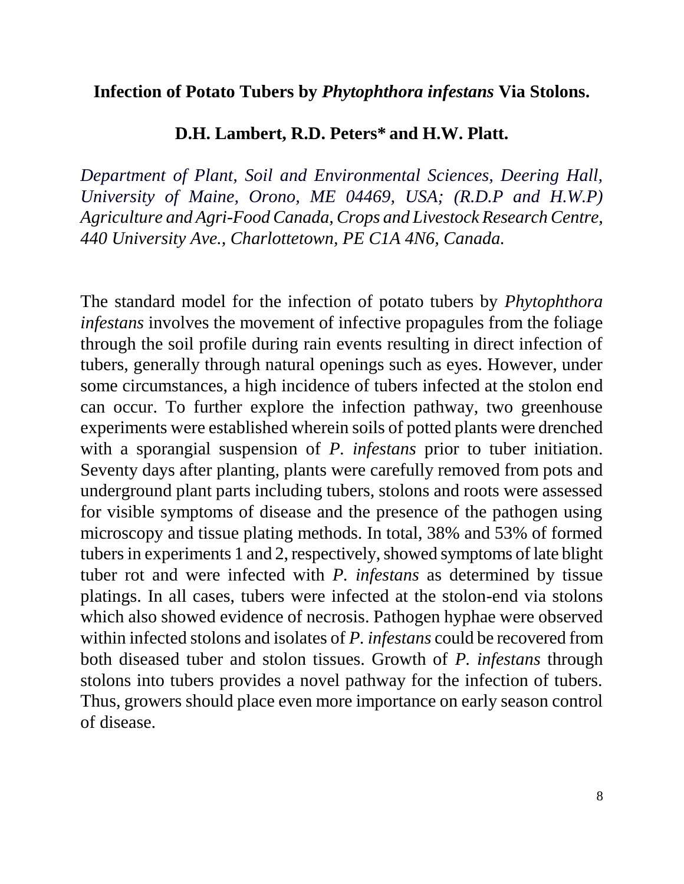## Infection of Potato Tubers by *Phytophthora infestans* Via Stolons.

**D.H. Lambert, R.D. Peters* and H.W. Platt.**

*Department of Plant, Soil and Environmental Sciences, Deering Hall, University of Maine, Orono, ME 04469, USA; (R.D.P and H.W.P) Agriculture and Agri-Food Canada, Crops and Livestock Research Centre, 440 University Ave., Charlottetown, PE C1A 4N6, Canada.*

The standard model for the infection of potato tubers by *Phytophthora infestans* involves the movement of infective propagules from the foliage through the soil profile during rain events resulting in direct infection of tubers, generally through natural openings such as eyes. However, under some circumstances, a high incidence of tubers infected at the stolon end can occur. To further explore the infection pathway, two greenhouse experiments were established wherein soils of potted plants were drenched with a sporangial suspension of *P. infestans* prior to tuber initiation. Seventy days after planting, plants were carefully removed from pots and underground plant parts including tubers, stolons and roots were assessed for visible symptoms of disease and the presence of the pathogen using microscopy and tissue plating methods. In total, 38% and 53% of formed tubers in experiments 1 and 2, respectively, showed symptoms of late blight tuber rot and were infected with *P. infestans* as determined by tissue platings. In all cases, tubers were infected at the stolon-end via stolons which also showed evidence of necrosis. Pathogen hyphae were observed within infected stolons and isolates of *P. infestans* could be recovered from both diseased tuber and stolon tissues. Growth of *P. infestans* through stolons into tubers provides a novel pathway for the infection of tubers. Thus, growers should place even more importance on early season control of disease.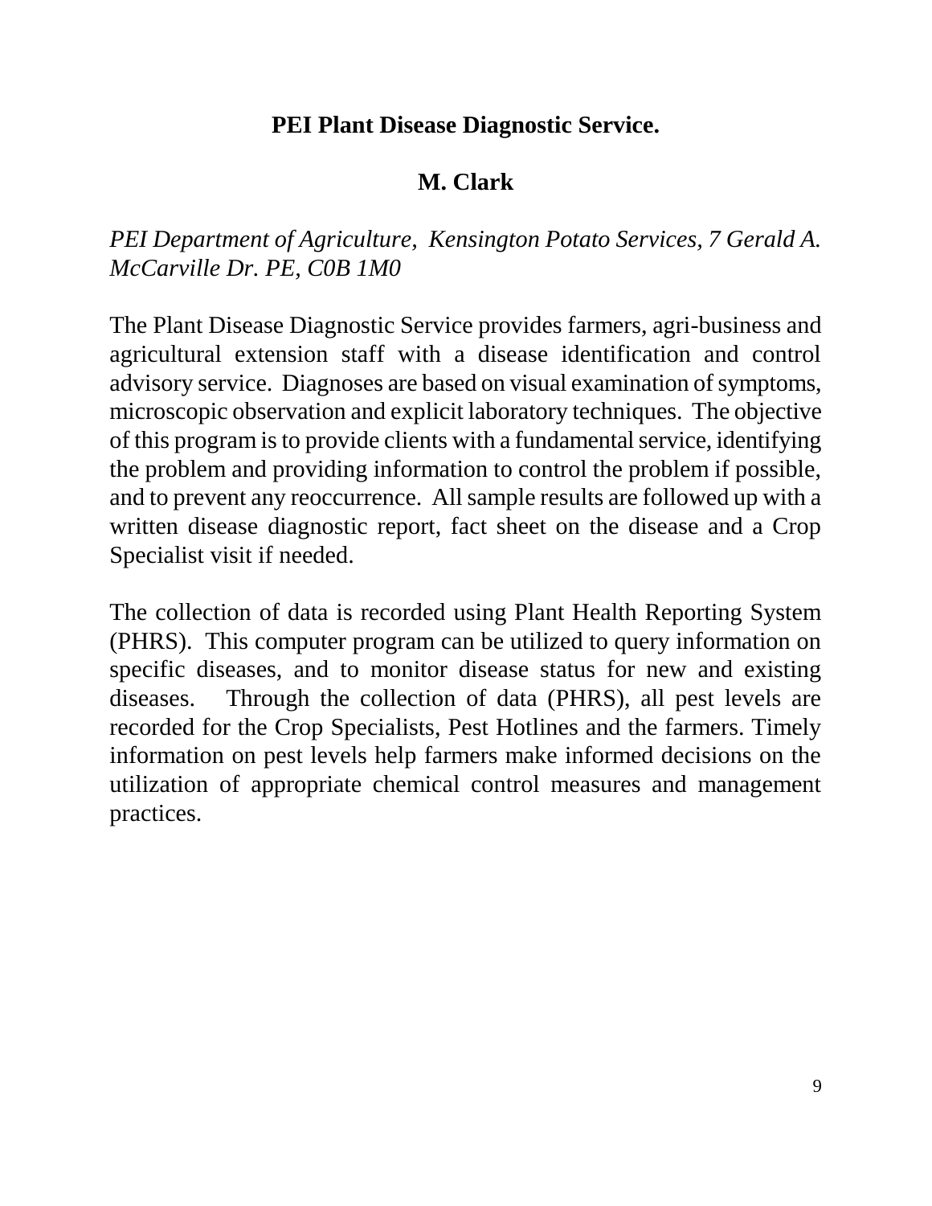# PEI Plant Disease Diagnostic Service.

**M. Clark**

*PEI Department of Agriculture, Kensington Potato Services, 7 Gerald A. McCarville Dr. PE, C0B 1M0*

The Plant Disease Diagnostic Service provides farmers, agri-business and agricultural extension staff with a disease identification and control advisory service. Diagnoses are based on visual examination of symptoms, microscopic observation and explicit laboratory techniques. The objective of this program is to provide clients with a fundamental service, identifying the problem and providing information to control the problem if possible, and to prevent any reoccurrence. All sample results are followed up with a written disease diagnostic report, fact sheet on the disease and a Crop Specialist visit if needed.

The collection of data is recorded using Plant Health Reporting System (PHRS). This computer program can be utilized to query information on specific diseases, and to monitor disease status for new and existing diseases. Through the collection of data (PHRS), all pest levels are recorded for the Crop Specialists, Pest Hotlines and the farmers. Timely information on pest levels help farmers make informed decisions on the utilization of appropriate chemical control measures and management practices.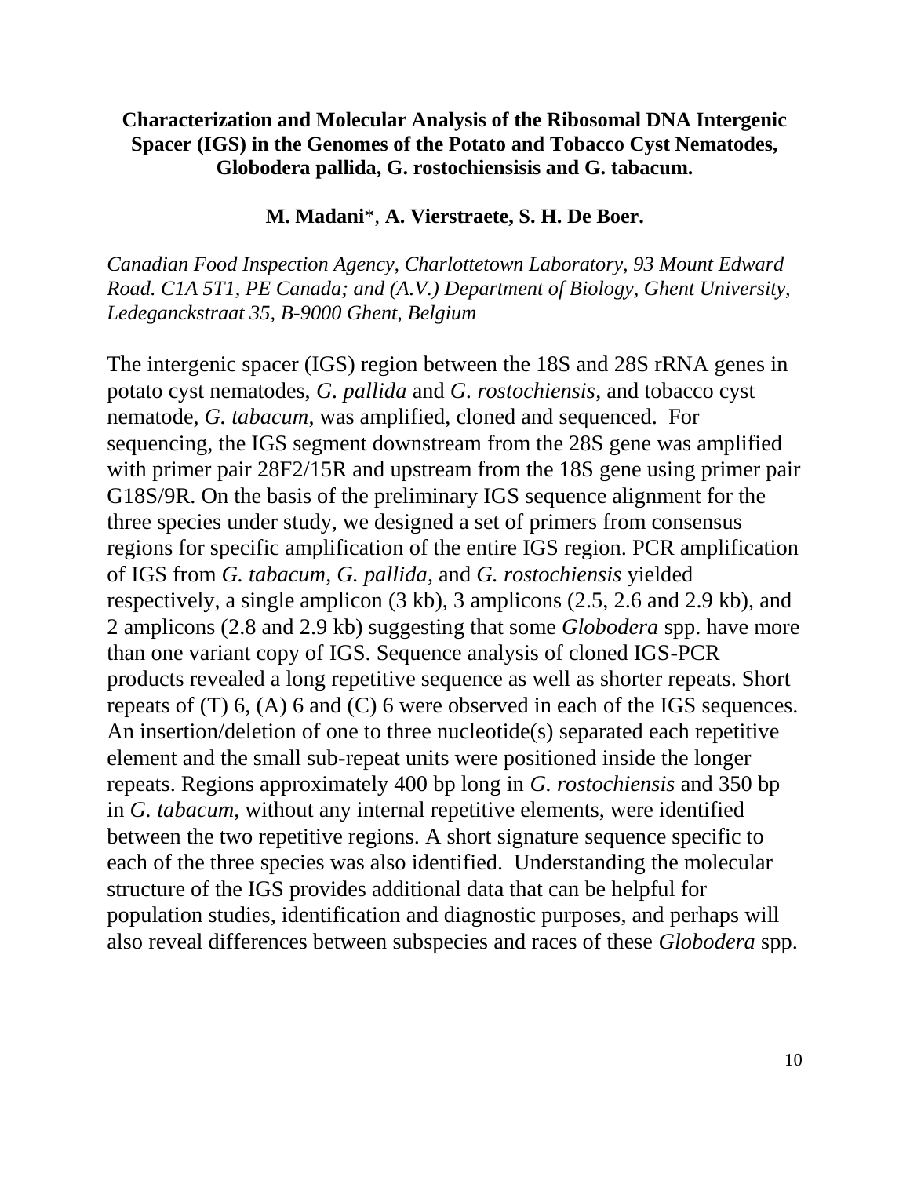**Characterization and Molecular Analysis of the Ribosomal DNA Intergenic Spacer (IGS) in the Genomes of the Potato and Tobacco Cyst Nematodes, Globodera pallida, G. rostochiensisis and G. tabacum.**

**M. Madani**\*, **A. Vierstraete, S. H. De Boer.**

*Canadian Food Inspection Agency, Charlottetown Laboratory, 93 Mount Edward Road. C1A 5T1, PE Canada; and (A.V.) Department of Biology, Ghent University, Ledeganckstraat 35, B-9000 Ghent, Belgium*

The intergenic spacer (IGS) region between the 18S and 28S rRNA genes in potato cyst nematodes, *G. pallida* and *G. rostochiensis*, and tobacco cyst nematode, *G. tabacum*, was amplified, cloned and sequenced. For sequencing, the IGS segment downstream from the 28S gene was amplified with primer pair 28F2/15R and upstream from the 18S gene using primer pair G18S/9R. On the basis of the preliminary IGS sequence alignment for the three species under study, we designed a set of primers from consensus regions for specific amplification of the entire IGS region. PCR amplification of IGS from *G. tabacum*, *G. pallida*, and *G. rostochiensis* yielded respectively, a single amplicon (3 kb), 3 amplicons (2.5, 2.6 and 2.9 kb), and 2 amplicons (2.8 and 2.9 kb) suggesting that some *Globodera* spp. have more than one variant copy of IGS. Sequence analysis of cloned IGS-PCR products revealed a long repetitive sequence as well as shorter repeats. Short repeats of (T) 6, (A) 6 and (C) 6 were observed in each of the IGS sequences. An insertion/deletion of one to three nucleotide(s) separated each repetitive element and the small sub-repeat units were positioned inside the longer repeats. Regions approximately 400 bp long in *G. rostochiensis* and 350 bp in *G. tabacum*, without any internal repetitive elements, were identified between the two repetitive regions. A short signature sequence specific to each of the three species was also identified. Understanding the molecular structure of the IGS provides additional data that can be helpful for population studies, identification and diagnostic purposes, and perhaps will also reveal differences between subspecies and races of these *Globodera* spp.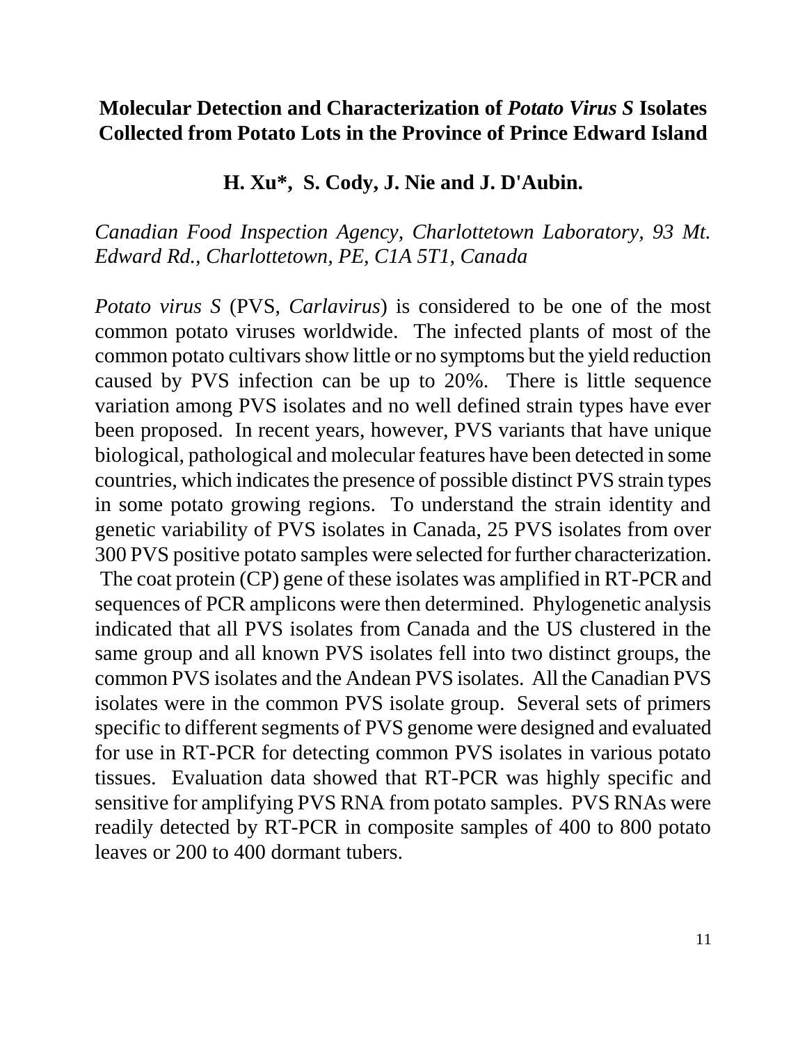# Molecular Detection and Characterization of *Potato Virus S* Isolates Collected from Potato Lots in the Province of Prince Edward Island

**H. Xu*, S. Cody, J. Nie and J. D'Aubin.**

*Canadian Food Inspection Agency, Charlottetown Laboratory, 93 Mt. Edward Rd., Charlottetown, PE, C1A 5T1, Canada*

*Potato virus S* (PVS, *Carlavirus*) is considered to be one of the most common potato viruses worldwide. The infected plants of most of the common potato cultivars show little or no symptoms but the yield reduction caused by PVS infection can be up to 20%. There is little sequence variation among PVS isolates and no well defined strain types have ever been proposed. In recent years, however, PVS variants that have unique biological, pathological and molecular features have been detected in some countries, which indicates the presence of possible distinct PVS strain types in some potato growing regions. To understand the strain identity and genetic variability of PVS isolates in Canada, 25 PVS isolates from over 300 PVS positive potato samples were selected for further characterization. The coat protein (CP) gene of these isolates was amplified in RT-PCR and sequences of PCR amplicons were then determined. Phylogenetic analysis indicated that all PVS isolates from Canada and the US clustered in the same group and all known PVS isolates fell into two distinct groups, the common PVS isolates and the Andean PVS isolates. All the Canadian PVS isolates were in the common PVS isolate group. Several sets of primers specific to different segments of PVS genome were designed and evaluated for use in RT-PCR for detecting common PVS isolates in various potato tissues. Evaluation data showed that RT-PCR was highly specific and sensitive for amplifying PVS RNA from potato samples. PVS RNAs were readily detected by RT-PCR in composite samples of 400 to 800 potato leaves or 200 to 400 dormant tubers.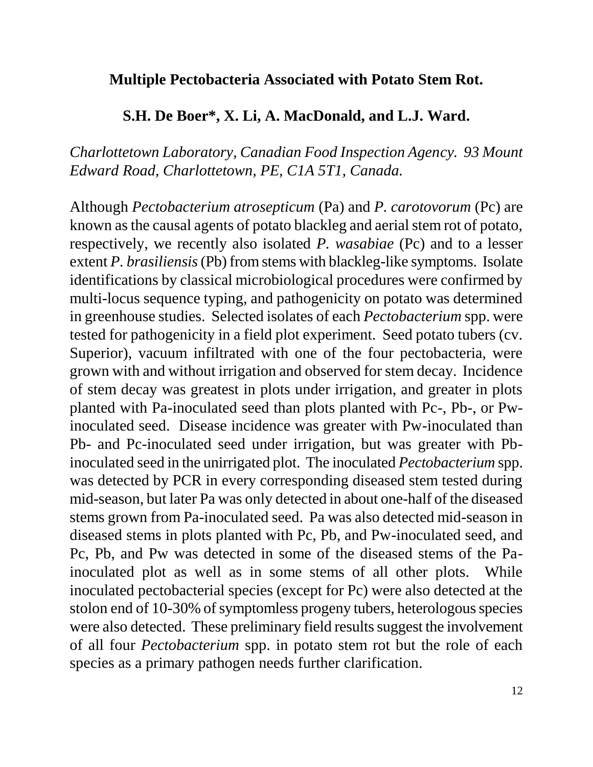## Multiple Pectobacteria Associated with Potato Stem Rot.

**S.H. De Boer*, X. Li, A. MacDonald, and L.J. Ward.**

*Charlottetown Laboratory, Canadian Food Inspection Agency. 93 Mount Edward Road, Charlottetown, PE, C1A 5T1, Canada.*

Although *Pectobacterium atrosepticum* (Pa) and *P. carotovorum* (Pc) are known as the causal agents of potato blackleg and aerial stem rot of potato, respectively, we recently also isolated *P. wasabiae* (Pc) and to a lesser extent *P. brasiliensis* (Pb) from stems with blackleg-like symptoms. Isolate identifications by classical microbiological procedures were confirmed by multi-locus sequence typing, and pathogenicity on potato was determined in greenhouse studies. Selected isolates of each *Pectobacterium* spp. were tested for pathogenicity in a field plot experiment. Seed potato tubers (cv. Superior), vacuum infiltrated with one of the four pectobacteria, were grown with and without irrigation and observed for stem decay. Incidence of stem decay was greatest in plots under irrigation, and greater in plots planted with Pa-inoculated seed than plots planted with Pc-, Pb-, or Pw-inoculated seed. Disease incidence was greater with Pw-inoculated than Pb- and Pc-inoculated seed under irrigation, but was greater with Pb-inoculated seed in the unirrigated plot. The inoculated *Pectobacterium* spp. was detected by PCR in every corresponding diseased stem tested during mid-season, but later Pa was only detected in about one-half of the diseased stems grown from Pa-inoculated seed. Pa was also detected mid-season in diseased stems in plots planted with Pc, Pb, and Pw-inoculated seed, and Pc, Pb, and Pw was detected in some of the diseased stems of the Pa-inoculated plot as well as in some stems of all other plots. While inoculated pectobacterial species (except for Pc) were also detected at the stolon end of 10-30% of symptomless progeny tubers, heterologous species were also detected. These preliminary field results suggest the involvement of all four *Pectobacterium* spp. in potato stem rot but the role of each species as a primary pathogen needs further clarification.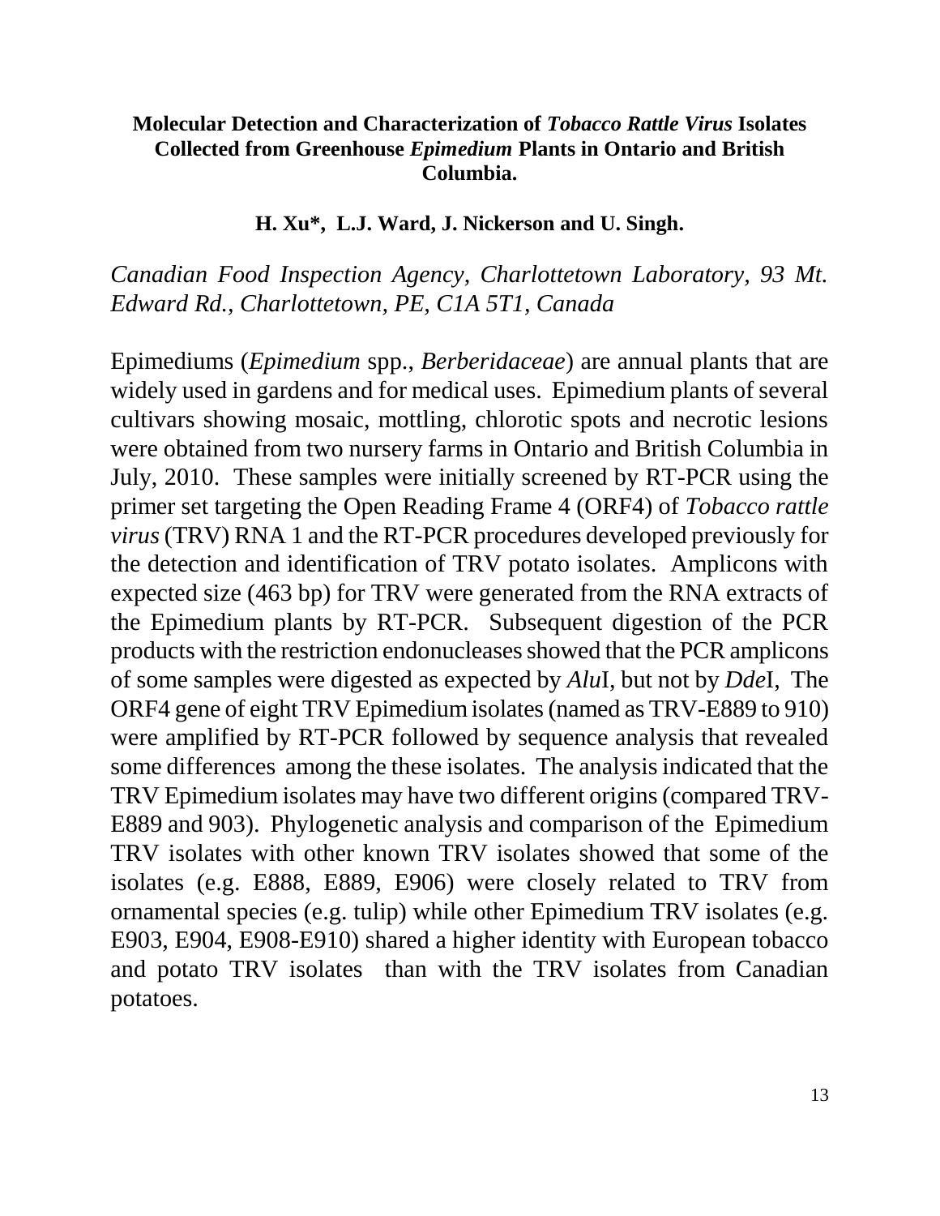## Molecular Detection and Characterization of *Tobacco Rattle Virus* Isolates Collected from Greenhouse *Epimedium* Plants in Ontario and British Columbia.

**H. Xu\*, L.J. Ward, J. Nickerson and U. Singh.**

*Canadian Food Inspection Agency, Charlottetown Laboratory, 93 Mt. Edward Rd., Charlottetown, PE, C1A 5T1, Canada*

Epimediums (*Epimedium* spp., *Berberidaceae*) are annual plants that are widely used in gardens and for medical uses. Epimedium plants of several cultivars showing mosaic, mottling, chlorotic spots and necrotic lesions were obtained from two nursery farms in Ontario and British Columbia in July, 2010. These samples were initially screened by RT-PCR using the primer set targeting the Open Reading Frame 4 (ORF4) of *Tobacco rattle virus* (TRV) RNA 1 and the RT-PCR procedures developed previously for the detection and identification of TRV potato isolates. Amplicons with expected size (463 bp) for TRV were generated from the RNA extracts of the Epimedium plants by RT-PCR. Subsequent digestion of the PCR products with the restriction endonucleases showed that the PCR amplicons of some samples were digested as expected by *Alu*I, but not by *Dde*I, The ORF4 gene of eight TRV Epimedium isolates (named as TRV-E889 to 910) were amplified by RT-PCR followed by sequence analysis that revealed some differences among the these isolates. The analysis indicated that the TRV Epimedium isolates may have two different origins (compared TRV-E889 and 903). Phylogenetic analysis and comparison of the Epimedium TRV isolates with other known TRV isolates showed that some of the isolates (e.g. E888, E889, E906) were closely related to TRV from ornamental species (e.g. tulip) while other Epimedium TRV isolates (e.g. E903, E904, E908-E910) shared a higher identity with European tobacco and potato TRV isolates than with the TRV isolates from Canadian potatoes.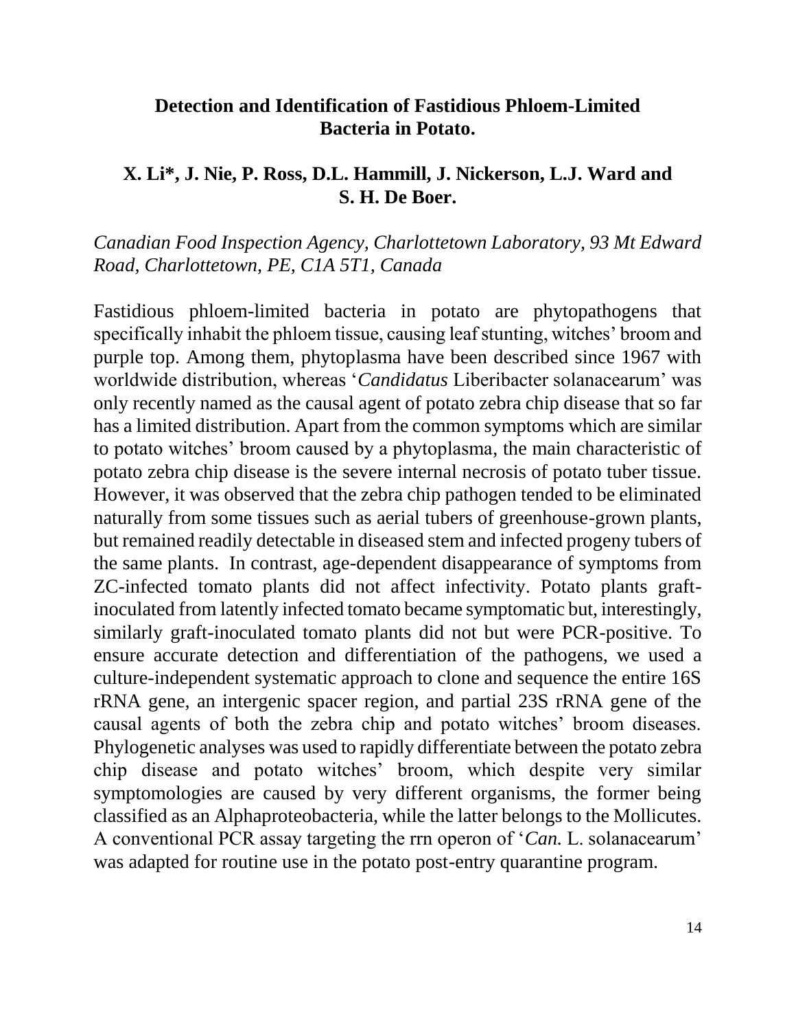## Detection and Identification of Fastidious Phloem-Limited Bacteria in Potato.

**X. Li*, J. Nie, P. Ross, D.L. Hammill, J. Nickerson, L.J. Ward and S. H. De Boer.**

*Canadian Food Inspection Agency, Charlottetown Laboratory, 93 Mt Edward Road, Charlottetown, PE, C1A 5T1, Canada*

Fastidious phloem-limited bacteria in potato are phytopathogens that specifically inhabit the phloem tissue, causing leaf stunting, witches' broom and purple top. Among them, phytoplasma have been described since 1967 with worldwide distribution, whereas '*Candidatus* Liberibacter solanacearum' was only recently named as the causal agent of potato zebra chip disease that so far has a limited distribution. Apart from the common symptoms which are similar to potato witches' broom caused by a phytoplasma, the main characteristic of potato zebra chip disease is the severe internal necrosis of potato tuber tissue. However, it was observed that the zebra chip pathogen tended to be eliminated naturally from some tissues such as aerial tubers of greenhouse-grown plants, but remained readily detectable in diseased stem and infected progeny tubers of the same plants. In contrast, age-dependent disappearance of symptoms from ZC-infected tomato plants did not affect infectivity. Potato plants graft-inoculated from latently infected tomato became symptomatic but, interestingly, similarly graft-inoculated tomato plants did not but were PCR-positive. To ensure accurate detection and differentiation of the pathogens, we used a culture-independent systematic approach to clone and sequence the entire 16S rRNA gene, an intergenic spacer region, and partial 23S rRNA gene of the causal agents of both the zebra chip and potato witches' broom diseases. Phylogenetic analyses was used to rapidly differentiate between the potato zebra chip disease and potato witches' broom, which despite very similar symptomologies are caused by very different organisms, the former being classified as an Alphaproteobacteria, while the latter belongs to the Mollicutes. A conventional PCR assay targeting the rrn operon of '*Can.* L. solanacearum' was adapted for routine use in the potato post-entry quarantine program.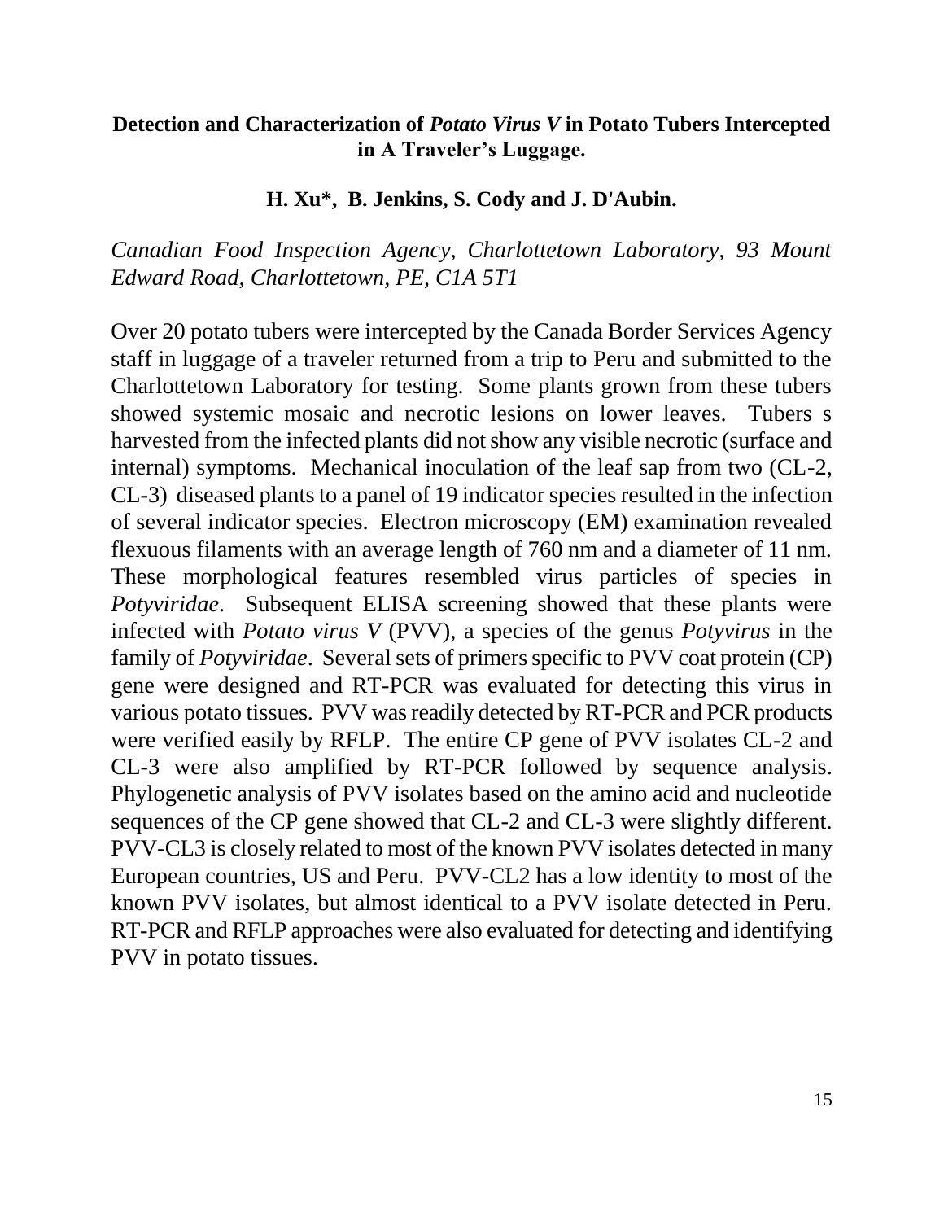## Detection and Characterization of *Potato Virus V* in Potato Tubers Intercepted in A Traveler's Luggage.

**H. Xu\*, B. Jenkins, S. Cody and J. D'Aubin.**

*Canadian Food Inspection Agency, Charlottetown Laboratory, 93 Mount Edward Road, Charlottetown, PE, C1A 5T1*

Over 20 potato tubers were intercepted by the Canada Border Services Agency staff in luggage of a traveler returned from a trip to Peru and submitted to the Charlottetown Laboratory for testing. Some plants grown from these tubers showed systemic mosaic and necrotic lesions on lower leaves. Tubers s harvested from the infected plants did not show any visible necrotic (surface and internal) symptoms. Mechanical inoculation of the leaf sap from two (CL-2, CL-3) diseased plants to a panel of 19 indicator species resulted in the infection of several indicator species. Electron microscopy (EM) examination revealed flexuous filaments with an average length of 760 nm and a diameter of 11 nm. These morphological features resembled virus particles of species in *Potyviridae*. Subsequent ELISA screening showed that these plants were infected with *Potato virus V* (PVV), a species of the genus *Potyvirus* in the family of *Potyviridae*. Several sets of primers specific to PVV coat protein (CP) gene were designed and RT-PCR was evaluated for detecting this virus in various potato tissues. PVV was readily detected by RT-PCR and PCR products were verified easily by RFLP. The entire CP gene of PVV isolates CL-2 and CL-3 were also amplified by RT-PCR followed by sequence analysis. Phylogenetic analysis of PVV isolates based on the amino acid and nucleotide sequences of the CP gene showed that CL-2 and CL-3 were slightly different. PVV-CL3 is closely related to most of the known PVV isolates detected in many European countries, US and Peru. PVV-CL2 has a low identity to most of the known PVV isolates, but almost identical to a PVV isolate detected in Peru. RT-PCR and RFLP approaches were also evaluated for detecting and identifying PVV in potato tissues.